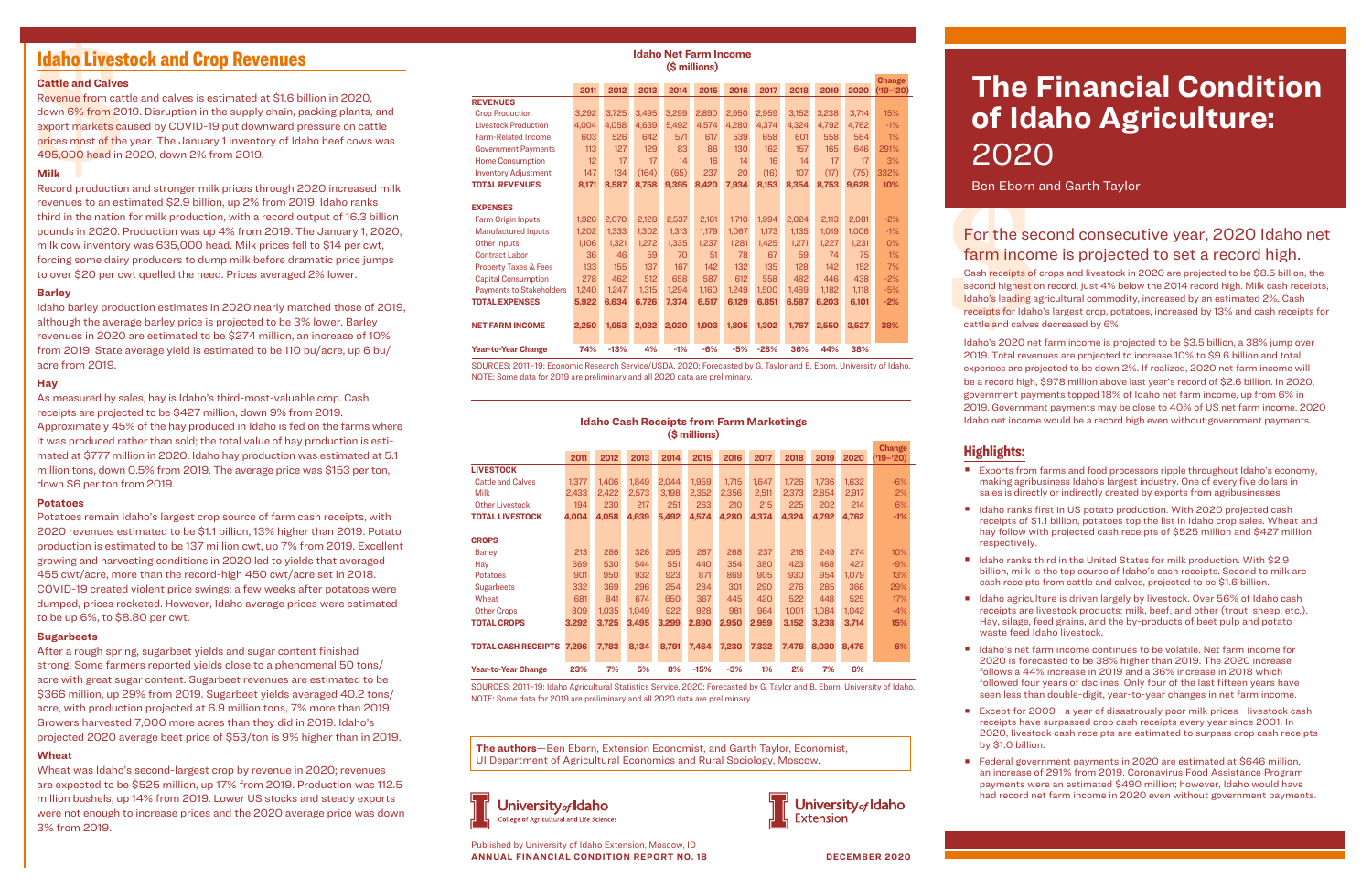# The Financial Condition of Idaho Agriculture: 2020

Ben Eborn and Garth Taylor

## For the second consecutive year, 2020 Idaho net farm income is projected to set a record high.

Cash receipts of crops and livestock in 2020 are projected to be $8.5 billion, the second highest on record, just 4% below the 2014 record high. Milk cash receipts, Idaho's leading agricultural commodity, increased by an estimated 2%. Cash receipts for Idaho's largest crop, potatoes, increased by 13% and cash receipts for cattle and calves decreased by 6%.

Idaho's 2020 net farm income is projected to be $3.5 billion, a 38% jump over 2019. Total revenues are projected to increase 10% to $9.6 billion and total expenses are projected to be down 2%. If realized, 2020 net farm income will be a record high, $978 million above last year's record of $2.6 billion. In 2020, government payments topped 18% of Idaho net farm income, up from 6% in 2019. Government payments may be close to 40% of US net farm income. 2020 Idaho net income would be a record high even without government payments.

## Highlights:

- Exports from farms and food processors ripple throughout Idaho's economy, making agribusiness Idaho's largest industry. One of every five dollars in sales is directly or indirectly created by exports from agribusinesses.
- Idaho ranks first in US potato production. With 2020 projected cash receipts of $1.1 billion, potatoes top the list in Idaho crop sales. Wheat and hay follow with projected cash receipts of $525 million and $427 million, respectively.
- Idaho ranks third in the United States for milk production. With $2.9 billion, milk is the top source of Idaho's cash receipts. Second to milk are cash receipts from cattle and calves, projected to be $1.6 billion.
- Idaho agriculture is driven largely by livestock. Over 56% of Idaho cash receipts are livestock products: milk, beef, and other (trout, sheep, etc.). Hay, silage, feed grains, and the by-products of beet pulp and potato waste feed Idaho livestock.
- Idaho's net farm income continues to be volatile. Net farm income for 2020 is forecasted to be 38% higher than 2019. The 2020 increase follows a 44% increase in 2019 and a 36% increase in 2018 which followed four years of declines. Only four of the last fifteen years have seen less than double-digit, year-to-year changes in net farm income.
- Except for 2009—a year of disastrously poor milk prices—livestock cash receipts have surpassed crop cash receipts every year since 2001. In 2020, livestock cash receipts are estimated to surpass crop cash receipts by $1.0 billion.
- Federal government payments in 2020 are estimated at $646 million, an increase of 291% from 2019. Coronavirus Food Assistance Program payments were an estimated $490 million; however, Idaho would have had record net farm income in 2020 even without government payments.

## Idaho Livestock and Crop Revenues

### Cattle and Calves

Revenue from cattle and calves is estimated at $1.6 billion in 2020, down 6% from 2019. Disruption in the supply chain, packing plants, and export markets caused by COVID-19 put downward pressure on cattle prices most of the year. The January 1 inventory of Idaho beef cows was 495,000 head in 2020, down 2% from 2019.

### Milk

Record production and stronger milk prices through 2020 increased milk revenues to an estimated $2.9 billion, up 2% from 2019. Idaho ranks third in the nation for milk production, with a record output of 16.3 billion pounds in 2020. Production was up 4% from 2019. The January 1, 2020, milk cow inventory was 635,000 head. Milk prices fell to $14 per cwt, forcing some dairy producers to dump milk before dramatic price jumps to over $20 per cwt quelled the need. Prices averaged 2% lower.

### Barley

Idaho barley production estimates in 2020 nearly matched those of 2019, although the average barley price is projected to be 3% lower. Barley revenues in 2020 are estimated to be $274 million, an increase of 10% from 2019. State average yield is estimated to be 110 bu/acre, up 6 bu/acre from 2019.

### Hay

As measured by sales, hay is Idaho's third-most-valuable crop. Cash receipts are projected to be $427 million, down 9% from 2019. Approximately 45% of the hay produced in Idaho is fed on the farms where it was produced rather than sold; the total value of hay production is estimated at $777 million in 2020. Idaho hay production was estimated at 5.1 million tons, down 0.5% from 2019. The average price was $153 per ton, down $6 per ton from 2019.

### Potatoes

Potatoes remain Idaho's largest crop source of farm cash receipts, with 2020 revenues estimated to be $1.1 billion, 13% higher than 2019. Potato production is estimated to be 137 million cwt, up 7% from 2019. Excellent growing and harvesting conditions in 2020 led to yields that averaged 455 cwt/acre, more than the record-high 450 cwt/acre set in 2018. COVID-19 created violent price swings: a few weeks after potatoes were dumped, prices rocketed. However, Idaho average prices were estimated to be up 6%, to $8.80 per cwt.

### Sugarbeets

After a rough spring, sugarbeet yields and sugar content finished strong. Some farmers reported yields close to a phenomenal 50 tons/acre with great sugar content. Sugarbeet revenues are estimated to be $366 million, up 29% from 2019. Sugarbeets yielded averaged 40.2 tons/acre, with production projected at 6.9 million tons, 7% more than 2019. Growers harvested 7,000 more acres than they did in 2019. Idaho's projected 2020 average beet price of $53/ton is 9% higher than in 2019.

### Wheat

Wheat was Idaho's second-largest crop by revenue in 2020; revenues are expected to be $525 million, up 17% from 2019. Production was 112.5 million bushels, up 14% from 2019. Lower US stocks and steady exports were not enough to increase prices and the 2020 average price was down 3% from 2019.

### Idaho Net Farm Income ($ millions)

| | 2011 | 2012 | 2013 | 2014 | 2015 | 2016 | 2017 | 2018 | 2019 | 2020 | Change ('19–'20) |
|---|---|---|---|---|---|---|---|---|---|---|---|
| **REVENUES** | | | | | | | | | | | |
| Crop Production | 3,292 | 3,725 | 3,495 | 3,299 | 2,890 | 2,950 | 2,959 | 3,152 | 3,238 | 3,714 | 15% |
| Livestock Production | 4,004 | 4,058 | 4,639 | 5,492 | 4,574 | 4,280 | 4,374 | 4,324 | 4,792 | 4,762 | -1% |
| Farm-Related Income | 603 | 526 | 642 | 571 | 617 | 539 | 658 | 601 | 558 | 564 | 1% |
| Government Payments | 113 | 127 | 129 | 83 | 86 | 130 | 162 | 157 | 165 | 646 | 291% |
| Home Consumption | 12 | 17 | 17 | 14 | 16 | 14 | 16 | 14 | 17 | 17 | 3% |
| Inventory Adjustment | 147 | 134 | (164) | (65) | 237 | 20 | (16) | 107 | (17) | (75) | 332% |
| **TOTAL REVENUES** | **8,171** | **8,587** | **8,758** | **9,395** | **8,420** | **7,934** | **8,153** | **8,354** | **8,753** | **9,628** | **10%** |
| **EXPENSES** | | | | | | | | | | | |
| Farm Origin Inputs | 1,926 | 2,070 | 2,128 | 2,537 | 2,161 | 1,710 | 1,994 | 2,024 | 2,113 | 2,081 | -2% |
| Manufactured Inputs | 1,202 | 1,333 | 1,302 | 1,313 | 1,179 | 1,067 | 1,173 | 1,135 | 1,019 | 1,006 | -1% |
| Other Inputs | 1,106 | 1,321 | 1,272 | 1,335 | 1,237 | 1,281 | 1,425 | 1,271 | 1,227 | 1,231 | 0% |
| Contract Labor | 36 | 46 | 59 | 70 | 51 | 78 | 67 | 59 | 74 | 75 | 1% |
| Property Taxes & Fees | 133 | 155 | 137 | 167 | 142 | 132 | 135 | 128 | 142 | 152 | 7% |
| Capital Consumption | 278 | 462 | 512 | 658 | 587 | 612 | 558 | 482 | 446 | 438 | -2% |
| Payments to Stakeholders | 1,240 | 1,247 | 1,315 | 1,294 | 1,160 | 1,249 | 1,500 | 1,489 | 1,182 | 1,118 | -5% |
| **TOTAL EXPENSES** | **5,922** | **6,634** | **6,726** | **7,374** | **6,517** | **6,129** | **6,851** | **6,587** | **6,203** | **6,101** | **-2%** |
| **NET FARM INCOME** | **2,250** | **1,953** | **2,032** | **2,020** | **1,903** | **1,805** | **1,302** | **1,767** | **2,550** | **3,527** | **38%** |
| **Year-to-Year Change** | **74%** | **-13%** | **4%** | **-1%** | **-6%** | **-5%** | **-28%** | **36%** | **44%** | **38%** | |

SOURCES: 2011–19: Economic Research Service/USDA. 2020: Forecasted by G. Taylor and B. Eborn, University of Idaho.
NOTE: Some data for 2019 are preliminary and all 2020 data are preliminary.

### Idaho Cash Receipts from Farm Marketings ($ millions)

| | 2011 | 2012 | 2013 | 2014 | 2015 | 2016 | 2017 | 2018 | 2019 | 2020 | Change ('19–'20) |
|---|---|---|---|---|---|---|---|---|---|---|---|
| **LIVESTOCK** | | | | | | | | | | | |
| Cattle and Calves | 1,377 | 1,406 | 1,849 | 2,044 | 1,959 | 1,715 | 1,647 | 1,726 | 1,736 | 1,632 | -6% |
| Milk | 2,433 | 2,422 | 2,573 | 3,198 | 2,352 | 2,356 | 2,511 | 2,373 | 2,854 | 2,917 | 2% |
| Other Livestock | 194 | 230 | 217 | 251 | 263 | 210 | 215 | 225 | 202 | 214 | 6% |
| **TOTAL LIVESTOCK** | **4,004** | **4,058** | **4,639** | **5,492** | **4,574** | **4,280** | **4,374** | **4,324** | **4,792** | **4,762** | **-1%** |
| **CROPS** | | | | | | | | | | | |
| Barley | 213 | 286 | 326 | 295 | 267 | 268 | 237 | 216 | 249 | 274 | 10% |
| Hay | 569 | 530 | 544 | 551 | 440 | 354 | 380 | 423 | 468 | 427 | -9% |
| Potatoes | 901 | 950 | 932 | 923 | 871 | 869 | 905 | 930 | 954 | 1,079 | 13% |
| Sugarbeets | 332 | 369 | 296 | 254 | 284 | 301 | 290 | 276 | 285 | 366 | 29% |
| Wheat | 681 | 841 | 674 | 650 | 367 | 445 | 420 | 522 | 448 | 525 | 17% |
| Other Crops | 809 | 1,035 | 1,049 | 922 | 928 | 981 | 964 | 1,001 | 1,084 | 1,042 | -4% |
| **TOTAL CROPS** | **3,292** | **3,725** | **3,495** | **3,299** | **2,890** | **2,950** | **2,959** | **3,152** | **3,238** | **3,714** | **15%** |
| **TOTAL CASH RECEIPTS** | **7,296** | **7,783** | **8,134** | **8,791** | **7,464** | **7,230** | **7,332** | **7,476** | **8,030** | **8,476** | **6%** |
| **Year-to-Year Change** | **23%** | **7%** | **5%** | **8%** | **-15%** | **-3%** | **1%** | **2%** | **7%** | **6%** | |

SOURCES: 2011–19: Idaho Agricultural Statistics Service. 2020: Forecasted by G. Taylor and B. Eborn, University of Idaho.
NOTE: Some data for 2019 are preliminary and all 2020 data are preliminary.

**The authors**—Ben Eborn, Extension Economist, and Garth Taylor, Economist, UI Department of Agricultural Economics and Rural Sociology, Moscow.

University of Idaho College of Agricultural and Life Sciences

University of Idaho Extension

Published by University of Idaho Extension, Moscow, ID

**ANNUAL FINANCIAL CONDITION REPORT NO. 18** — **DECEMBER 2020**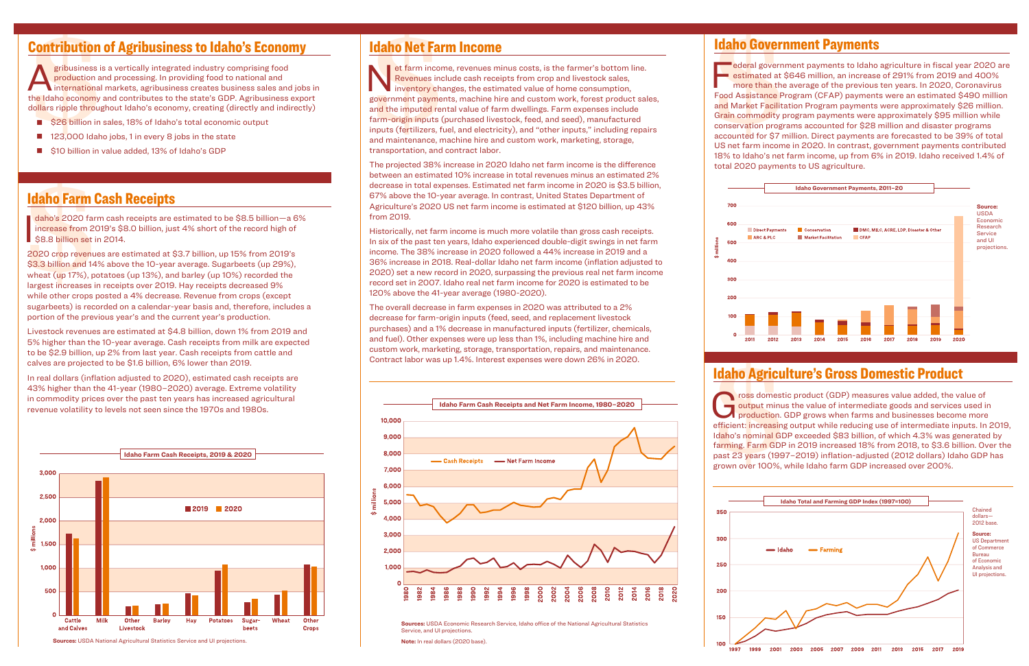## Contribution of Agribusiness to Idaho's Economy

Agribusiness is a vertically integrated industry comprising food production and processing. In providing food to national and international markets, agribusiness creates business sales and jobs in the Idaho economy and contributes to the state's GDP. Agribusiness export dollars ripple throughout Idaho's economy, creating (directly and indirectly)

- $26 billion in sales, 18% of Idaho's total economic output
- 123,000 Idaho jobs, 1 in every 8 jobs in the state
- $10 billion in value added, 13% of Idaho's GDP

## Idaho Farm Cash Receipts

Idaho's 2020 farm cash receipts are estimated to be $8.5 billion—a 6% increase from 2019's $8.0 billion, just 4% short of the record high of $8.8 billion set in 2014.

2020 crop revenues are estimated at $3.7 billion, up 15% from 2019's $3.3 billion and 14% above the 10-year average. Sugarbeets (up 29%), wheat (up 17%), potatoes (up 13%), and barley (up 10%) recorded the largest increases in receipts over 2019. Hay receipts decreased 9% while other crops posted a 4% decrease. Revenue from crops (except sugarbeets) is recorded on a calendar-year basis and, therefore, includes a portion of the previous year's and the current year's production.

Livestock revenues are estimated at $4.8 billion, down 1% from 2019 and 5% higher than the 10-year average. Cash receipts from milk are expected to be $2.9 billion, up 2% from last year. Cash receipts from cattle and calves are projected to be $1.6 billion, 6% lower than 2019.

In real dollars (inflation adjusted to 2020), estimated cash receipts are 43% higher than the 41-year (1980–2020) average. Extreme volatility in commodity prices over the past ten years has increased agricultural revenue volatility to levels not seen since the 1970s and 1980s.

Idaho Farm Cash Receipts, 2019 & 2020

2019
2020

$ millions

3,000
2,500
2,000
1,500
1,000
500
0

Cattle and Calves
Milk
Other Livestock
Barley
Hay
Potatoes
Sugar-beets
Wheat
Other Crops

**Sources:** USDA National Agricultural Statistics Service and UI projections.

## Idaho Net Farm Income

Net farm income, revenues minus costs, is the farmer's bottom line. Revenues include cash receipts from crop and livestock sales, inventory changes, the estimated value of home consumption, government payments, machine hire and custom work, forest product sales, and the imputed rental value of farm dwellings. Farm expenses include farm-origin inputs (purchased livestock, feed, and seed), manufactured inputs (fertilizers, fuel, and electricity), and "other inputs," including repairs and maintenance, machine hire and custom work, marketing, storage, transportation, and contract labor.

The projected 38% increase in 2020 Idaho net farm income is the difference between an estimated 10% increase in total revenues minus an estimated 2% decrease in total expenses. Estimated net farm income in 2020 is $3.5 billion, 67% above the 10-year average. In contrast, United States Department of Agriculture's 2020 US net farm income is estimated at $120 billion, up 43% from 2019.

Historically, net farm income is much more volatile than gross cash receipts. In six of the past ten years, Idaho experienced double-digit swings in net farm income. The 38% increase in 2020 followed a 44% increase in 2019 and a 36% increase in 2018. Real-dollar Idaho net farm income (inflation adjusted to 2020) set a new record in 2020, surpassing the previous real net farm income record set in 2007. Idaho real net farm income for 2020 is estimated to be 120% above the 41-year average (1980-2020).

The overall decrease in farm expenses in 2020 was attributed to a 2% decrease for farm-origin inputs (feed, seed, and replacement livestock purchases) and a 1% decrease in manufactured inputs (fertilizer, chemicals, and fuel). Other expenses were up less than 1%, including machine hire and custom work, marketing, storage, transportation, repairs, and maintenance. Contract labor was up 1.4%. Interest expenses were down 26% in 2020.

Idaho Farm Cash Receipts and Net Farm Income, 1980–2020

Cash Receipts
Net Farm Income

$ millions

10,000
9,000
8,000
7,000
6,000
5,000
4,000
3,000
2,000
1,000
0

1980 1982 1984 1986 1988 1990 1992 1994 1996 1998 2000 2002 2004 2006 2008 2010 2012 2014 2016 2018 2020

**Sources:** USDA Economic Research Service, Idaho office of the National Agricultural Statistics Service, and UI projections.

**Note:** In real dollars (2020 base).

## Idaho Government Payments

Federal government payments to Idaho agriculture in fiscal year 2020 are estimated at $646 million, an increase of 291% from 2019 and 400% more than the average of the previous ten years. In 2020, Coronavirus Food Assistance Program (CFAP) payments were an estimated $490 million and Market Facilitation Program payments were approximately $26 million. Grain commodity program payments were approximately $95 million while conservation programs accounted for $28 million and disaster programs accounted for $7 million. Direct payments are forecasted to be 39% of total US net farm income in 2020. In contrast, government payments contributed 18% to Idaho's net farm income, up from 6% in 2019. Idaho received 1.4% of total 2020 payments to US agriculture.

Idaho Government Payments, 2011–20

Direct Payments
ARC & PLC
Conservation
Market Facilitation
DMC, MILC, ACRE, LDP, Disaster & Other
CFAP

$ millions

700
600
500
400
300
200
100
0

2011 2012 2013 2014 2015 2016 2017 2018 2019 2020

**Source:** USDA Economic Research Service and UI projections.

## Idaho Agriculture's Gross Domestic Product

Gross domestic product (GDP) measures value added, the value of output minus the value of intermediate goods and services used in production. GDP grows when farms and businesses become more efficient: increasing output while reducing use of intermediate inputs. In 2019, Idaho's nominal GDP exceeded $83 billion, of which 4.3% was generated by farming. Farm GDP in 2019 increased 18% from 2018, to $3.6 billion. Over the past 23 years (1997–2019) inflation-adjusted (2012 dollars) Idaho GDP has grown over 100%, while Idaho farm GDP increased over 200%.

Idaho Total and Farming GDP Index (1997=100)

Idaho
Farming

350
300
250
200
150
100

1997 1999 2001 2003 2005 2007 2009 2011 2013 2015 2017 2019

Chained dollars—2012 base.

**Source:** US Department of Commerce Bureau of Economic Analysis and UI projections.